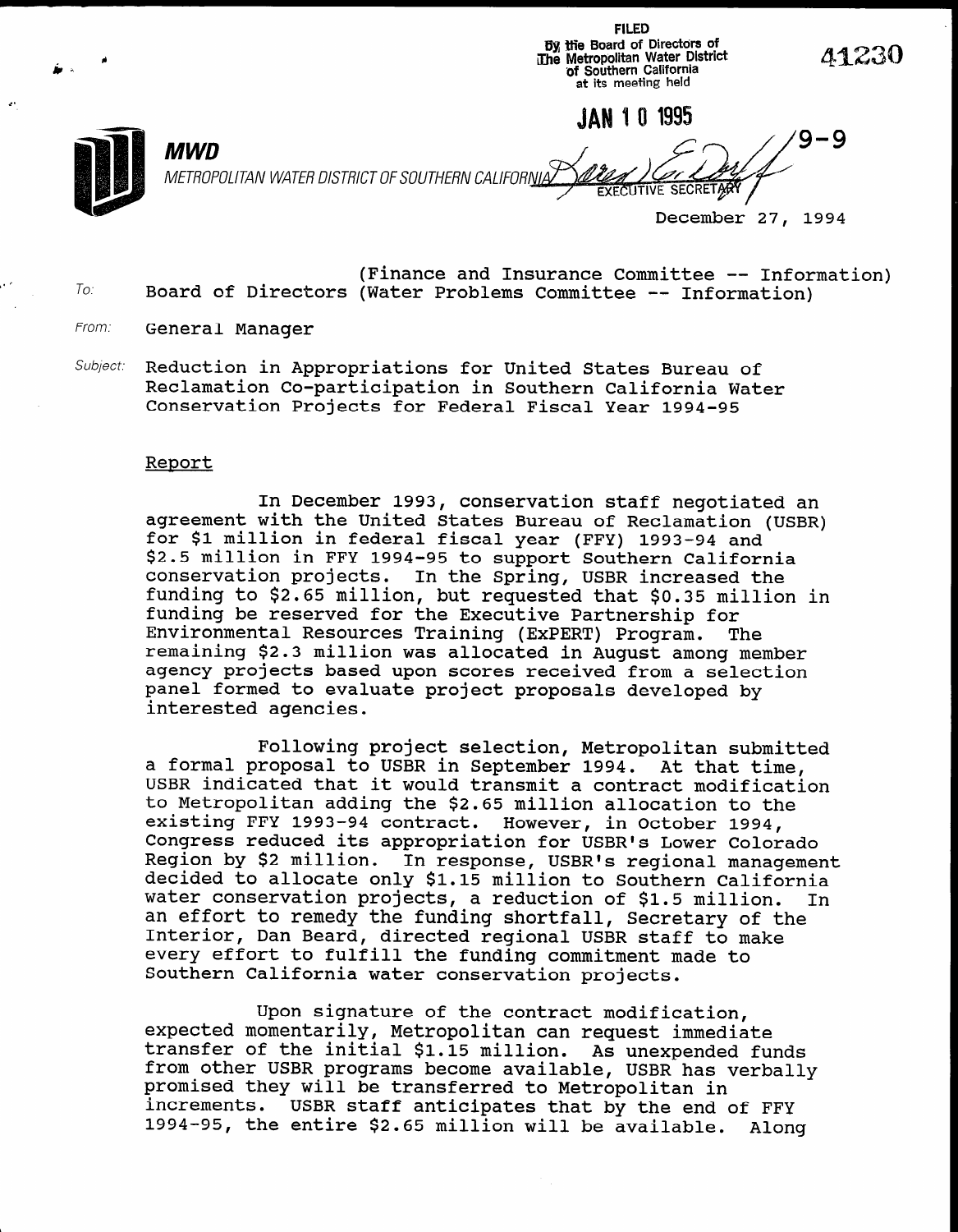FILED
By the Board of Directors of
The Metropolitan Water District
of Southern California
at its meeting held

JAN 10 1995

EXECUTIVE SECRETARY

41230

9-9

**MWD**

METROPOLITAN WATER DISTRICT OF SOUTHERN CALIFORNIA

December 27, 1994

To: Board of Directors (Finance and Insurance Committee -- Information) (Water Problems Committee -- Information)

From: General Manager

Subject: Reduction in Appropriations for United States Bureau of Reclamation Co-participation in Southern California Water Conservation Projects for Federal Fiscal Year 1994-95

## Report

In December 1993, conservation staff negotiated an agreement with the United States Bureau of Reclamation (USBR) for $1 million in federal fiscal year (FFY) 1993-94 and $2.5 million in FFY 1994-95 to support Southern California conservation projects. In the Spring, USBR increased the funding to $2.65 million, but requested that $0.35 million in funding be reserved for the Executive Partnership for Environmental Resources Training (ExPERT) Program. The remaining $2.3 million was allocated in August among member agency projects based upon scores received from a selection panel formed to evaluate project proposals developed by interested agencies.

Following project selection, Metropolitan submitted a formal proposal to USBR in September 1994. At that time, USBR indicated that it would transmit a contract modification to Metropolitan adding the $2.65 million allocation to the existing FFY 1993-94 contract. However, in October 1994, Congress reduced its appropriation for USBR's Lower Colorado Region by $2 million. In response, USBR's regional management decided to allocate only $1.15 million to Southern California water conservation projects, a reduction of $1.5 million. In an effort to remedy the funding shortfall, Secretary of the Interior, Dan Beard, directed regional USBR staff to make every effort to fulfill the funding commitment made to Southern California water conservation projects.

Upon signature of the contract modification, expected momentarily, Metropolitan can request immediate transfer of the initial $1.15 million. As unexpended funds from other USBR programs become available, USBR has verbally promised they will be transferred to Metropolitan in increments. USBR staff anticipates that by the end of FFY 1994-95, the entire $2.65 million will be available. Along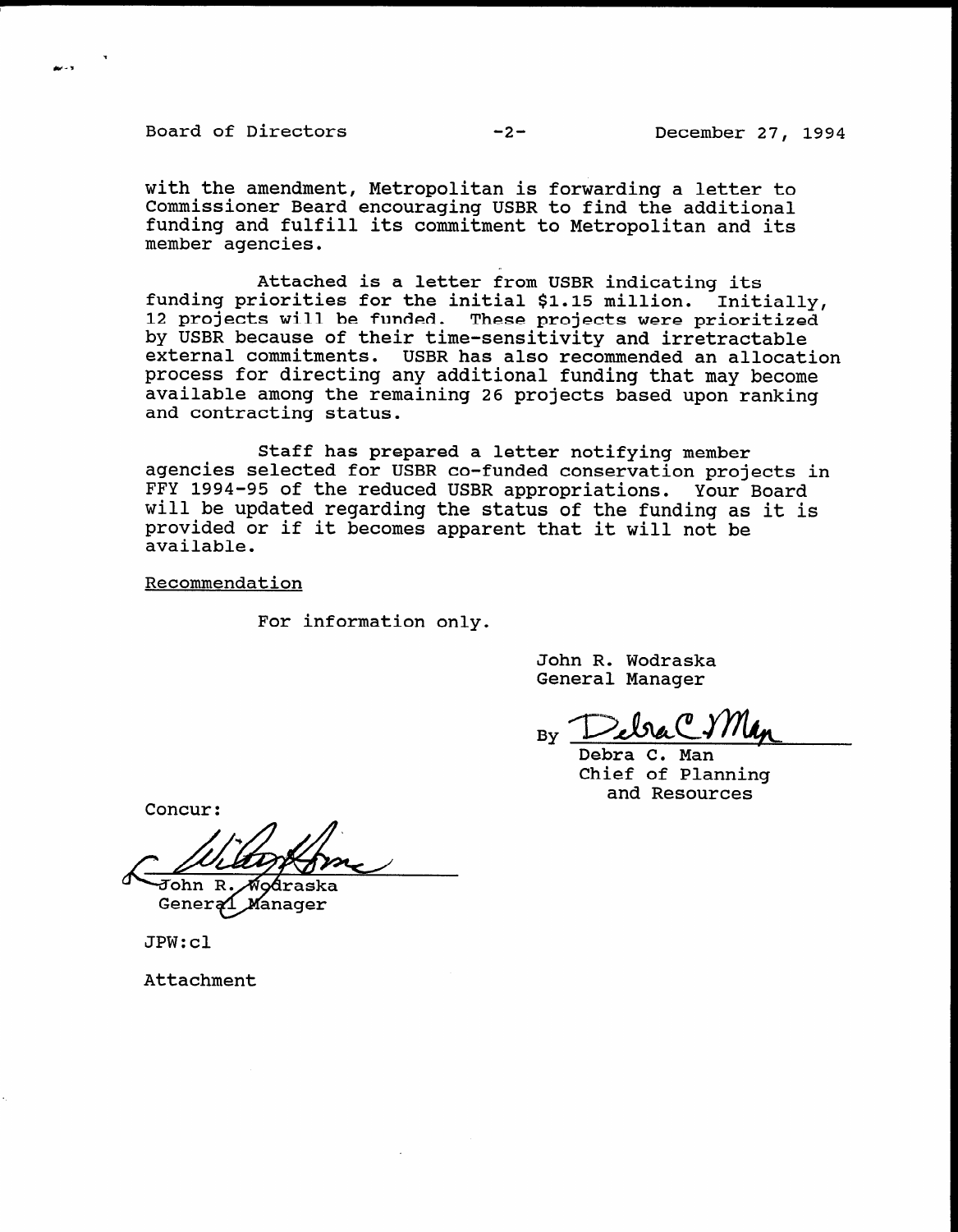with the amendment, Metropolitan is forwarding a letter to Commissioner Beard encouraging USBR to find the additional funding and fulfill its commitment to Metropolitan and its member agencies.

Attached is a letter from USBR indicating its funding priorities for the initial $1.15 million. Initially, 12 projects will be funded. These projects were prioritized by USBR because of their time-sensitivity and irretractable external commitments. USBR has also recommended an allocation process for directing any additional funding that may become available among the remaining 26 projects based upon ranking and contracting status.

Staff has prepared a letter notifying member agencies selected for USBR co-funded conservation projects in FFY 1994-95 of the reduced USBR appropriations. Your Board will be updated regarding the status of the funding as it is provided or if it becomes apparent that it will not be available.

Recommendation

For information only.

John R. Wodraska
General Manager

By Debra C. Man
Debra C. Man
Chief of Planning and Resources

Concur:

John R. Wodraska
General Manager

JPW:cl

Attachment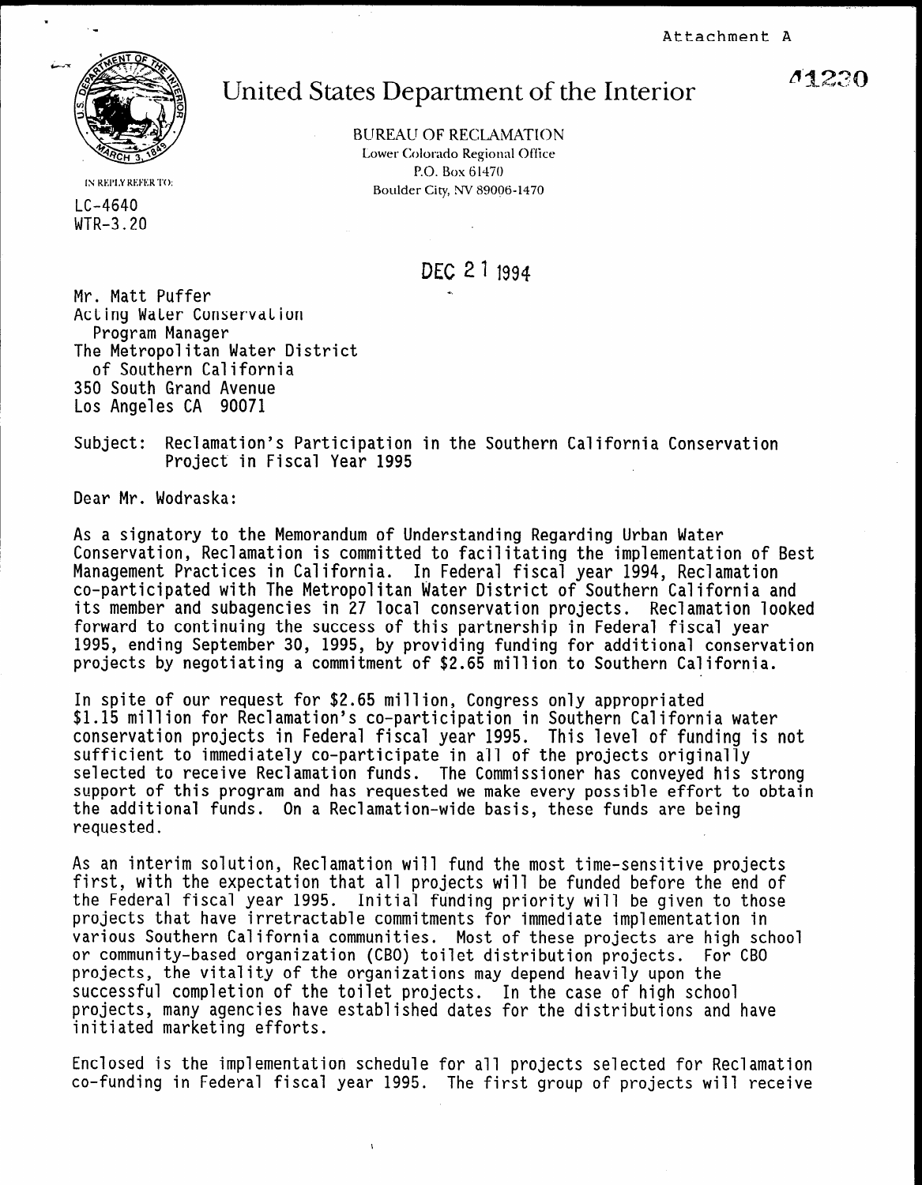Attachment A

41230

# United States Department of the Interior

BUREAU OF RECLAMATION
Lower Colorado Regional Office
P.O. Box 61470
Boulder City, NV 89006-1470

IN REPLY REFER TO:

LC-4640
WTR-3.20

DEC 21 1994

Mr. Matt Puffer
Acting Water Conservation
Program Manager
The Metropolitan Water District
of Southern California
350 South Grand Avenue
Los Angeles CA 90071

Subject: Reclamation's Participation in the Southern California Conservation Project in Fiscal Year 1995

Dear Mr. Wodraska:

As a signatory to the Memorandum of Understanding Regarding Urban Water Conservation, Reclamation is committed to facilitating the implementation of Best Management Practices in California. In Federal fiscal year 1994, Reclamation co-participated with The Metropolitan Water District of Southern California and its member and subagencies in 27 local conservation projects. Reclamation looked forward to continuing the success of this partnership in Federal fiscal year 1995, ending September 30, 1995, by providing funding for additional conservation projects by negotiating a commitment of $2.65 million to Southern California.

In spite of our request for $2.65 million, Congress only appropriated $1.15 million for Reclamation's co-participation in Southern California water conservation projects in Federal fiscal year 1995. This level of funding is not sufficient to immediately co-participate in all of the projects originally selected to receive Reclamation funds. The Commissioner has conveyed his strong support of this program and has requested we make every possible effort to obtain the additional funds. On a Reclamation-wide basis, these funds are being requested.

As an interim solution, Reclamation will fund the most time-sensitive projects first, with the expectation that all projects will be funded before the end of the Federal fiscal year 1995. Initial funding priority will be given to those projects that have irretractable commitments for immediate implementation in various Southern California communities. Most of these projects are high school or community-based organization (CBO) toilet distribution projects. For CBO projects, the vitality of the organizations may depend heavily upon the successful completion of the toilet projects. In the case of high school projects, many agencies have established dates for the distributions and have initiated marketing efforts.

Enclosed is the implementation schedule for all projects selected for Reclamation co-funding in Federal fiscal year 1995. The first group of projects will receive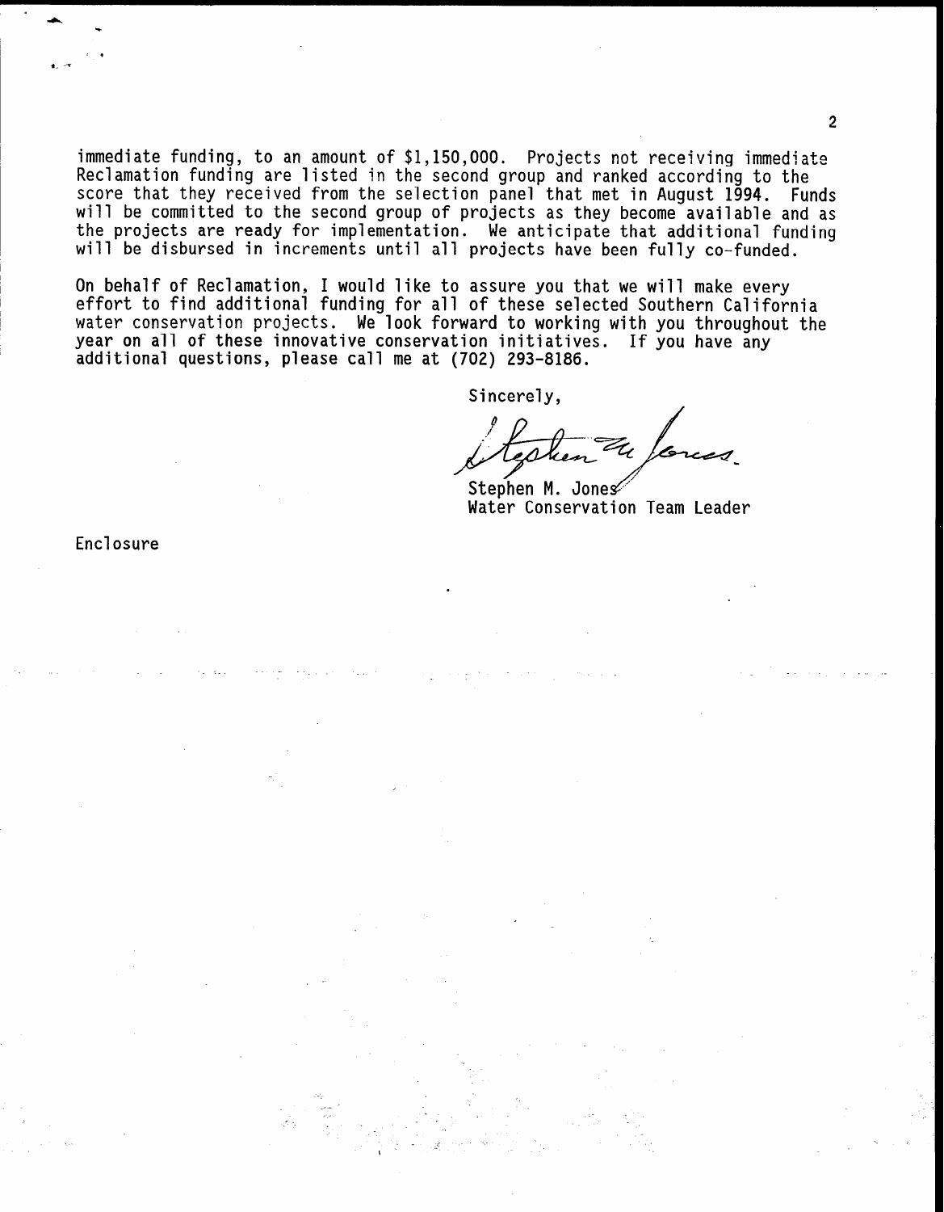immediate funding, to an amount of $1,150,000. Projects not receiving immediate Reclamation funding are listed in the second group and ranked according to the score that they received from the selection panel that met in August 1994. Funds will be committed to the second group of projects as they become available and as the projects are ready for implementation. We anticipate that additional funding will be disbursed in increments until all projects have been fully co-funded.

On behalf of Reclamation, I would like to assure you that we will make every effort to find additional funding for all of these selected Southern California water conservation projects. We look forward to working with you throughout the year on all of these innovative conservation initiatives. If you have any additional questions, please call me at (702) 293-8186.

Sincerely,

Stephen M. Jones
Water Conservation Team Leader

Enclosure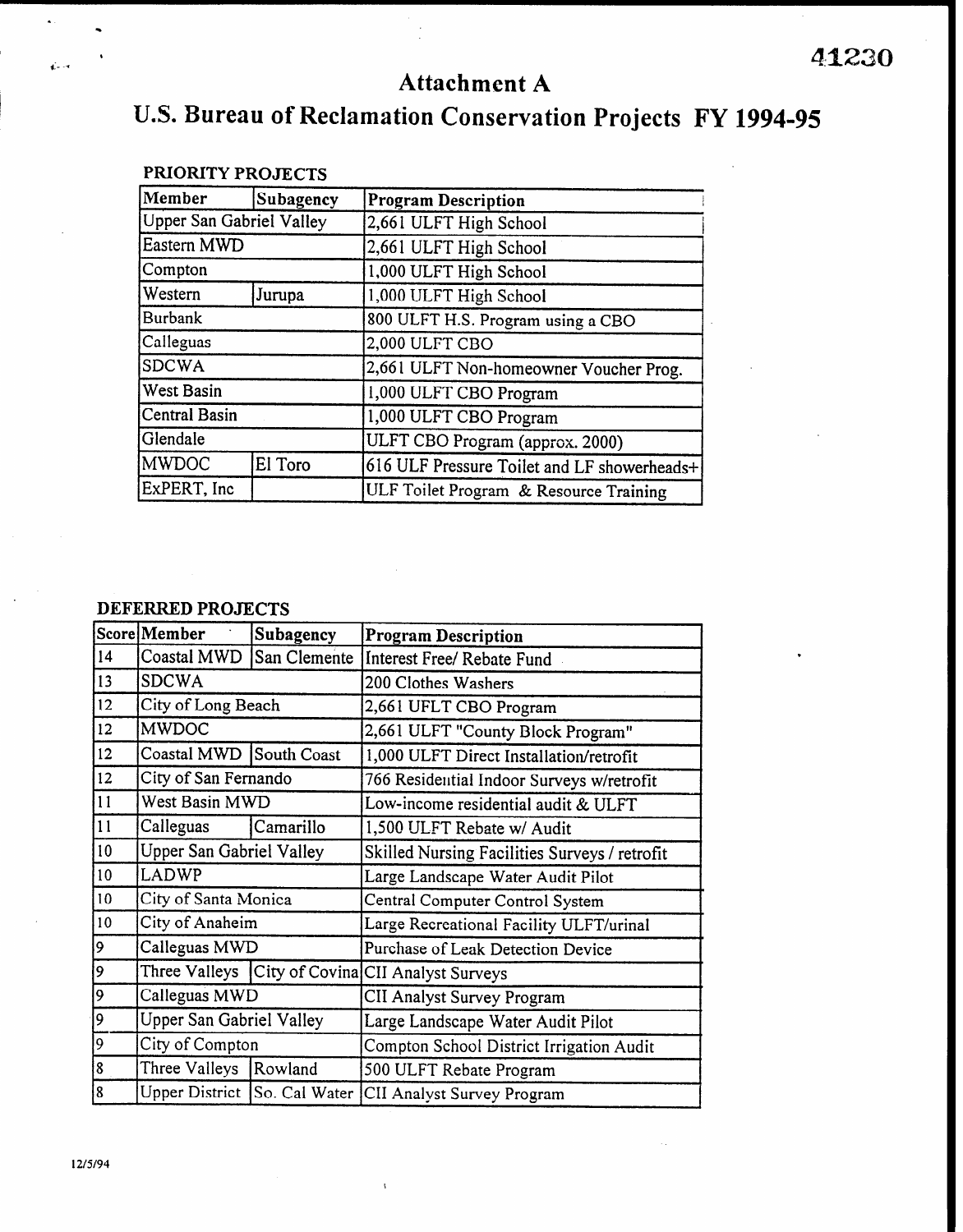41230

# Attachment A

# U.S. Bureau of Reclamation Conservation Projects FY 1994-95

**PRIORITY PROJECTS**

| Member | Subagency | Program Description |
|---|---|---|
| Upper San Gabriel Valley | | 2,661 ULFT High School |
| Eastern MWD | | 2,661 ULFT High School |
| Compton | | 1,000 ULFT High School |
| Western | Jurupa | 1,000 ULFT High School |
| Burbank | | 800 ULFT H.S. Program using a CBO |
| Calleguas | | 2,000 ULFT CBO |
| SDCWA | | 2,661 ULFT Non-homeowner Voucher Prog. |
| West Basin | | 1,000 ULFT CBO Program |
| Central Basin | | 1,000 ULFT CBO Program |
| Glendale | | ULFT CBO Program (approx. 2000) |
| MWDOC | El Toro | 616 ULF Pressure Toilet and LF showerheads+ |
| ExPERT, Inc | | ULF Toilet Program & Resource Training |

**DEFERRED PROJECTS**

| Score | Member | Subagency | Program Description |
|---|---|---|---|
| 14 | Coastal MWD | San Clemente | Interest Free/ Rebate Fund |
| 13 | SDCWA | | 200 Clothes Washers |
| 12 | City of Long Beach | | 2,661 UFLT CBO Program |
| 12 | MWDOC | | 2,661 ULFT "County Block Program" |
| 12 | Coastal MWD | South Coast | 1,000 ULFT Direct Installation/retrofit |
| 12 | City of San Fernando | | 766 Residential Indoor Surveys w/retrofit |
| 11 | West Basin MWD | | Low-income residential audit & ULFT |
| 11 | Calleguas | Camarillo | 1,500 ULFT Rebate w/ Audit |
| 10 | Upper San Gabriel Valley | | Skilled Nursing Facilities Surveys / retrofit |
| 10 | LADWP | | Large Landscape Water Audit Pilot |
| 10 | City of Santa Monica | | Central Computer Control System |
| 10 | City of Anaheim | | Large Recreational Facility ULFT/urinal |
| 9 | Calleguas MWD | | Purchase of Leak Detection Device |
| 9 | Three Valleys | City of Covina | CII Analyst Surveys |
| 9 | Calleguas MWD | | CII Analyst Survey Program |
| 9 | Upper San Gabriel Valley | | Large Landscape Water Audit Pilot |
| 9 | City of Compton | | Compton School District Irrigation Audit |
| 8 | Three Valleys | Rowland | 500 ULFT Rebate Program |
| 8 | Upper District | So. Cal Water | CII Analyst Survey Program |

12/5/94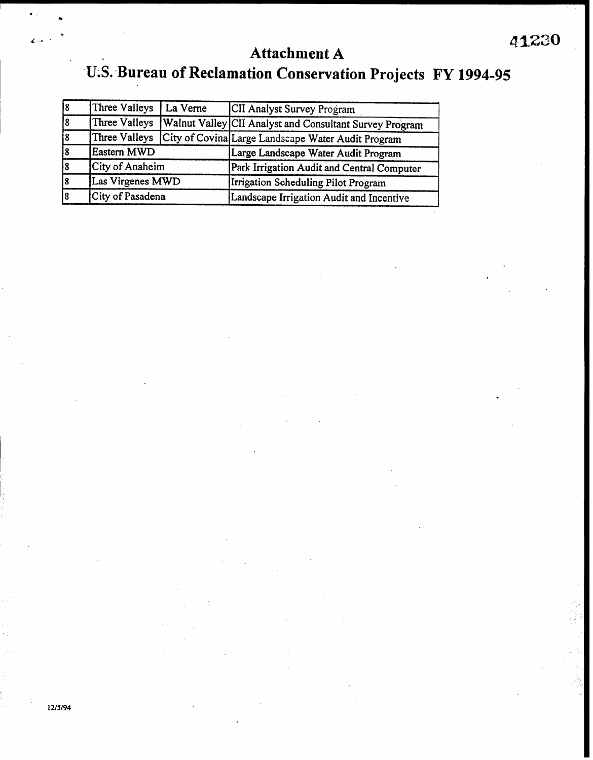# Attachment A

# U.S. Bureau of Reclamation Conservation Projects FY 1994-95

| | | | |
|---|---|---|---|
| 8 | Three Valleys | La Verne | CII Analyst Survey Program |
| 8 | Three Valleys | Walnut Valley | CII Analyst and Consultant Survey Program |
| 8 | Three Valleys | City of Covina | Large Landscape Water Audit Program |
| 8 | Eastern MWD | | Large Landscape Water Audit Program |
| 8 | City of Anaheim | | Park Irrigation Audit and Central Computer |
| 8 | Las Virgenes MWD | | Irrigation Scheduling Pilot Program |
| 8 | City of Pasadena | | Landscape Irrigation Audit and Incentive |

12/5/94